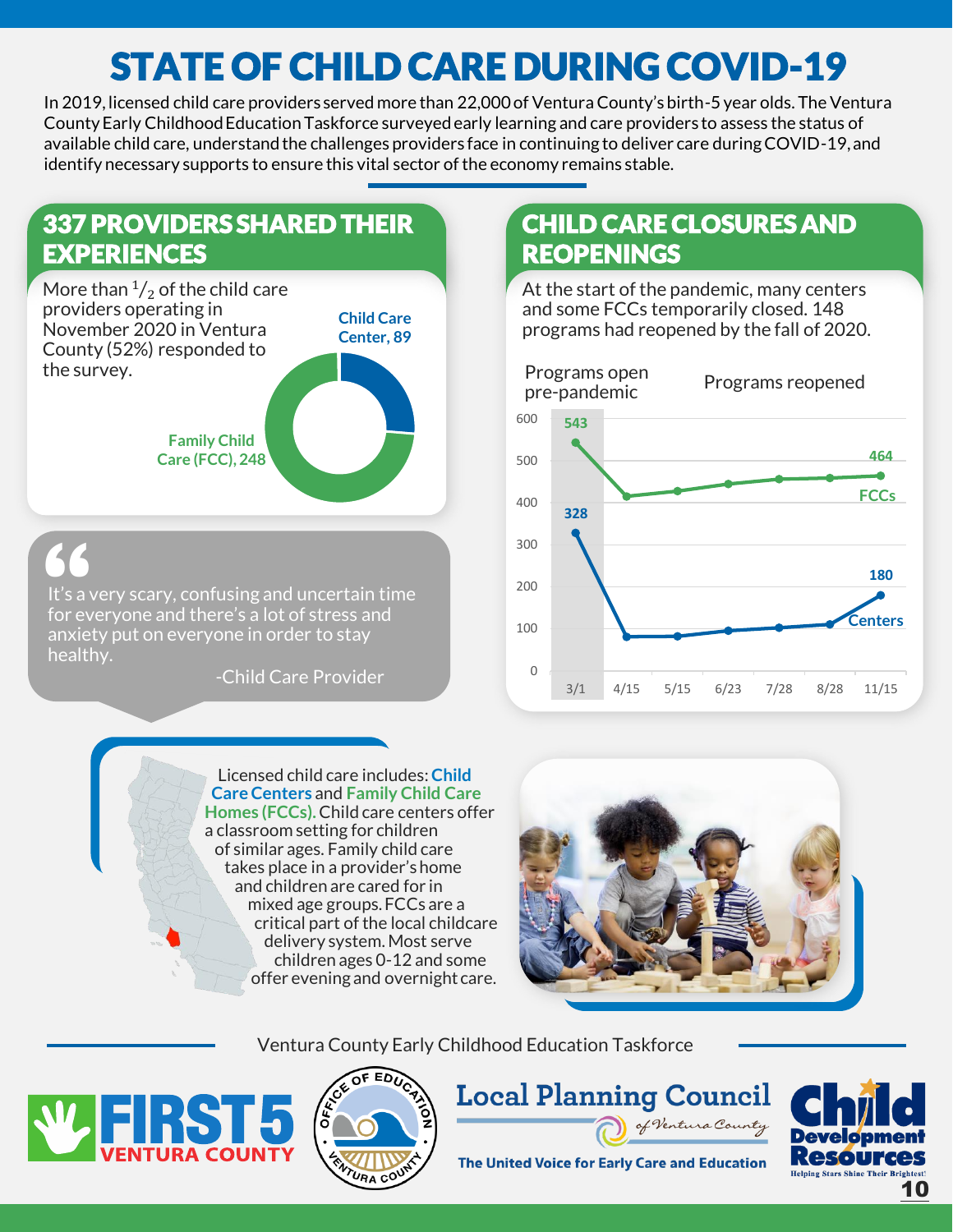# STATE OF CHILD CARE DURING COVID-19

In 2019, licensed child care providers served more than 22,000 of Ventura County's birth-5 year olds. The Ventura County Early Childhood Education Taskforce surveyed early learning and care providers to assess the status of available child care, understand the challenges providers face in continuing to deliver care during COVID-19, and identify necessary supports to ensure this vital sector of the economy remains stable.

## 337 PROVIDERS SHARED THEIR EXPERIENCES

More than $^1/_2$ of the child care providers operating in November 2020 in Ventura County (52%) responded to the survey.

- Child Care Center, 89
- Family Child Care (FCC), 248

> "It's a very scary, confusing and uncertain time for everyone and there's a lot of stress and anxiety put on everyone in order to stay healthy."
>
> -Child Care Provider

## CHILD CARE CLOSURES AND REOPENINGS

At the start of the pandemic, many centers and some FCCs temporarily closed. 148 programs had reopened by the fall of 2020.

| | Programs open pre-pandemic (3/1) | Programs reopened (11/15) |
|---|---|---|
| FCCs | 543 | 464 |
| Centers | 328 | 180 |

Licensed child care includes: **Child Care Centers** and **Family Child Care Homes (FCCs).** Child care centers offer a classroom setting for children of similar ages. Family child care takes place in a provider's home and children are cared for in mixed age groups. FCCs are a critical part of the local childcare delivery system. Most serve children ages 0-12 and some offer evening and overnight care.

Ventura County Early Childhood Education Taskforce

FIRST 5 VENTURA COUNTY · Office of Education Ventura County · Local Planning Council of Ventura County – The United Voice for Early Care and Education · Child Development Resources – Helping Stars Shine Their Brightest!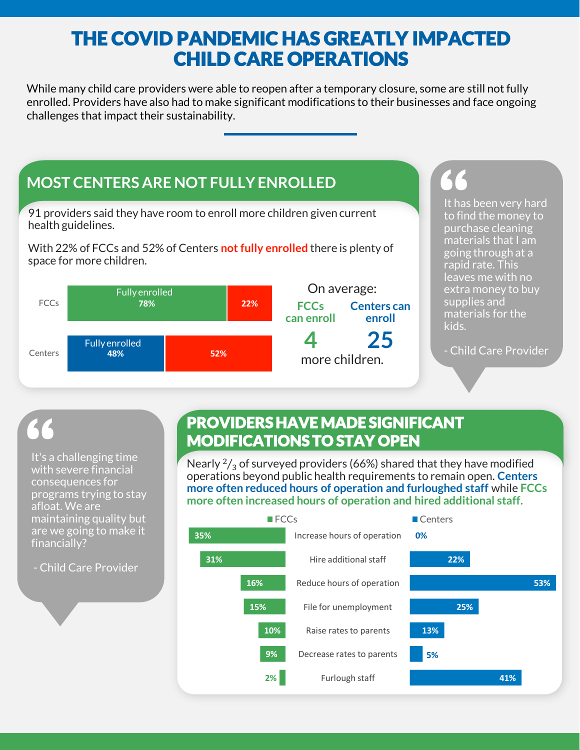# THE COVID PANDEMIC HAS GREATLY IMPACTED CHILD CARE OPERATIONS

While many child care providers were able to reopen after a temporary closure, some are still not fully enrolled. Providers have also had to make significant modifications to their businesses and face ongoing challenges that impact their sustainability.

## MOST CENTERS ARE NOT FULLY ENROLLED

91 providers said they have room to enroll more children given current health guidelines.

With 22% of FCCs and 52% of Centers **not fully enrolled** there is plenty of space for more children.

| | Fully enrolled | Not fully enrolled |
|---|---|---|
| FCCs | 78% | 22% |
| Centers | 48% | 52% |

On average:

**FCCs can enroll 4** | **Centers can enroll 25**

more children.

> It has been very hard to find the money to purchase cleaning materials that I am going through at a rapid rate. This leaves me with no extra money to buy supplies and materials for the kids.
>
> \- Child Care Provider

> It's a challenging time with severe financial consequences for programs trying to stay afloat. We are maintaining quality but are we going to make it financially?
>
> \- Child Care Provider

## PROVIDERS HAVE MADE SIGNIFICANT MODIFICATIONS TO STAY OPEN

Nearly $^2/_3$ of surveyed providers (66%) shared that they have modified operations beyond public health requirements to remain open. **Centers more often reduced hours of operation and furloughed staff** while **FCCs more often increased hours of operation and hired additional staff.**

| Modification | FCCs | Centers |
|---|---|---|
| Increase hours of operation | 35% | 0% |
| Hire additional staff | 31% | 22% |
| Reduce hours of operation | 16% | 53% |
| File for unemployment | 15% | 25% |
| Raise rates to parents | 10% | 13% |
| Decrease rates to parents | 9% | 5% |
| Furlough staff | 2% | 41% |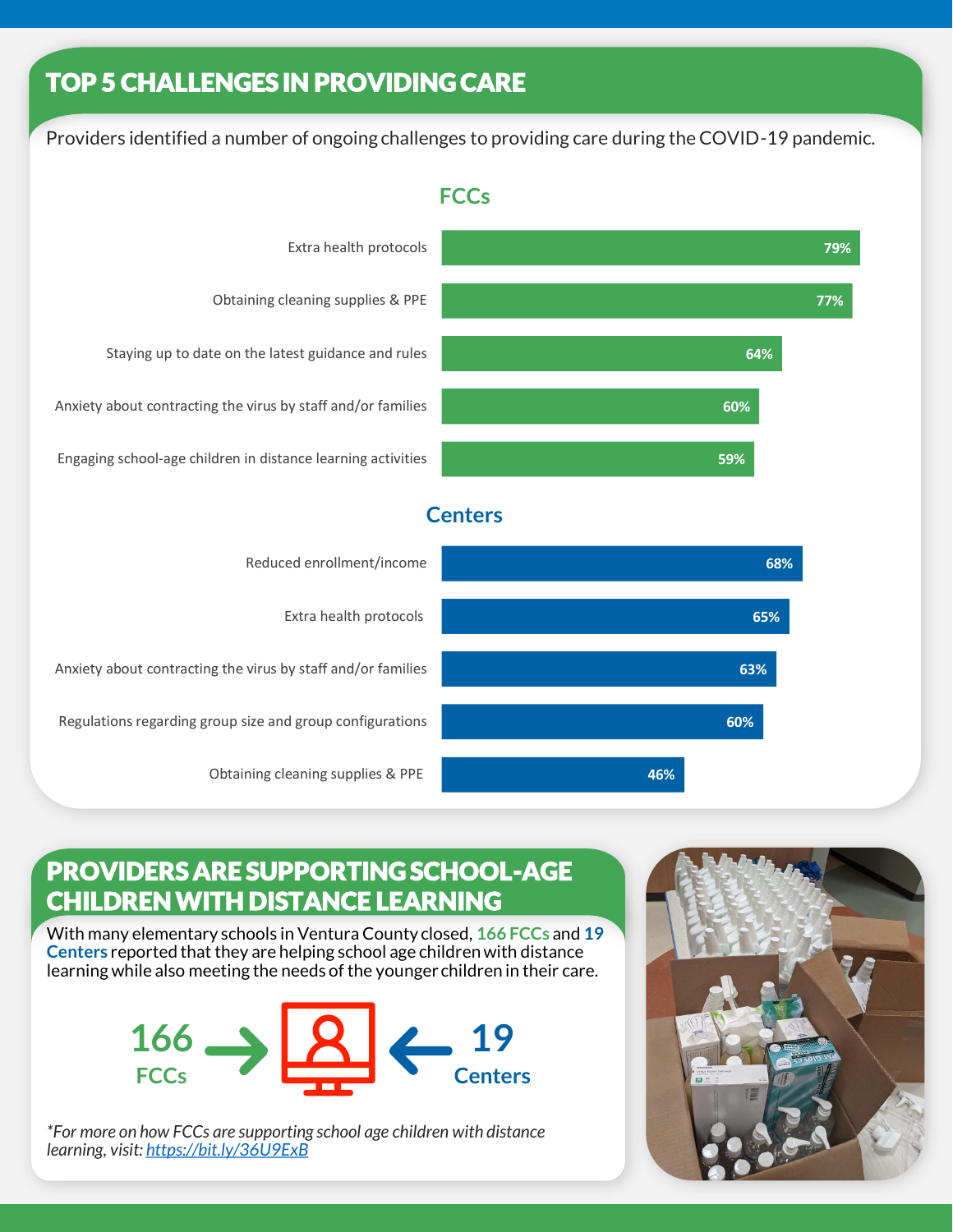## TOP 5 CHALLENGES IN PROVIDING CARE

Providers identified a number of ongoing challenges to providing care during the COVID-19 pandemic.

### FCCs

| Challenge | Percent |
|---|---|
| Extra health protocols | 79% |
| Obtaining cleaning supplies & PPE | 77% |
| Staying up to date on the latest guidance and rules | 64% |
| Anxiety about contracting the virus by staff and/or families | 60% |
| Engaging school-age children in distance learning activities | 59% |

### Centers

| Challenge | Percent |
|---|---|
| Reduced enrollment/income | 68% |
| Extra health protocols | 65% |
| Anxiety about contracting the virus by staff and/or families | 63% |
| Regulations regarding group size and group configurations | 60% |
| Obtaining cleaning supplies & PPE | 46% |

## PROVIDERS ARE SUPPORTING SCHOOL-AGE CHILDREN WITH DISTANCE LEARNING

With many elementary schools in Ventura County closed, **166 FCCs** and **19 Centers** reported that they are helping school age children with distance learning while also meeting the needs of the younger children in their care.

**166** FCCs → ← **19** Centers

*\*For more on how FCCs are supporting school age children with distance learning, visit: https://bit.ly/36U9ExB*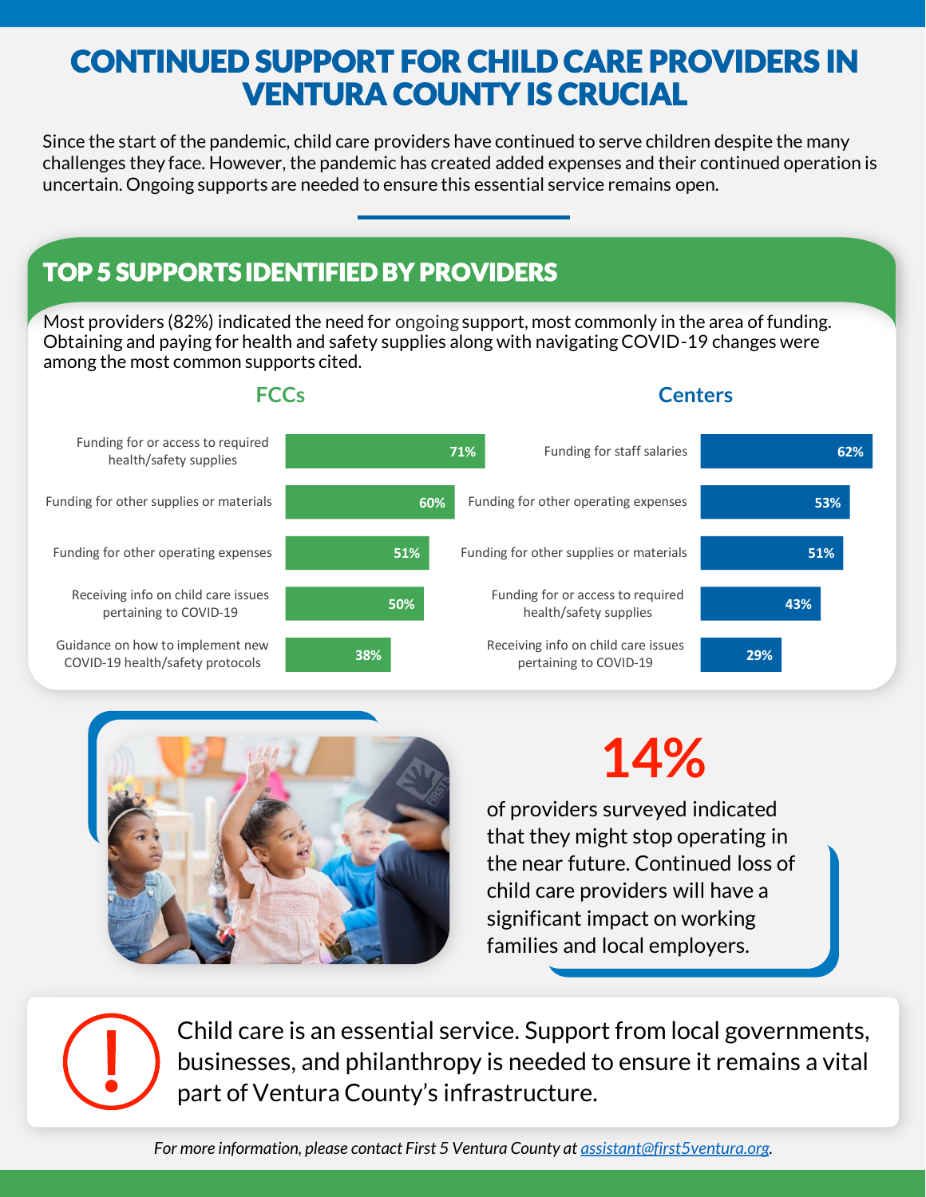# CONTINUED SUPPORT FOR CHILD CARE PROVIDERS IN VENTURA COUNTY IS CRUCIAL

Since the start of the pandemic, child care providers have continued to serve children despite the many challenges they face. However, the pandemic has created added expenses and their continued operation is uncertain. Ongoing supports are needed to ensure this essential service remains open.

## TOP 5 SUPPORTS IDENTIFIED BY PROVIDERS

Most providers (82%) indicated the need for ongoing support, most commonly in the area of funding. Obtaining and paying for health and safety supplies along with navigating COVID-19 changes were among the most common supports cited.

### FCCs

Funding for or access to required health/safety supplies 71%

Funding for other supplies or materials 60%

Funding for other operating expenses 51%

Receiving info on child care issues pertaining to COVID-19 50%

Guidance on how to implement new COVID-19 health/safety protocols 38%

### Centers

Funding for staff salaries 62%

Funding for other operating expenses 53%

Funding for other supplies or materials 51%

Funding for or access to required health/safety supplies 43%

Receiving info on child care issues pertaining to COVID-19 29%

**14%**

of providers surveyed indicated that they might stop operating in the near future. Continued loss of child care providers will have a significant impact on working families and local employers.

Child care is an essential service. Support from local governments, businesses, and philanthropy is needed to ensure it remains a vital part of Ventura County's infrastructure.

*For more information, please contact First 5 Ventura County at assistant@first5ventura.org.*